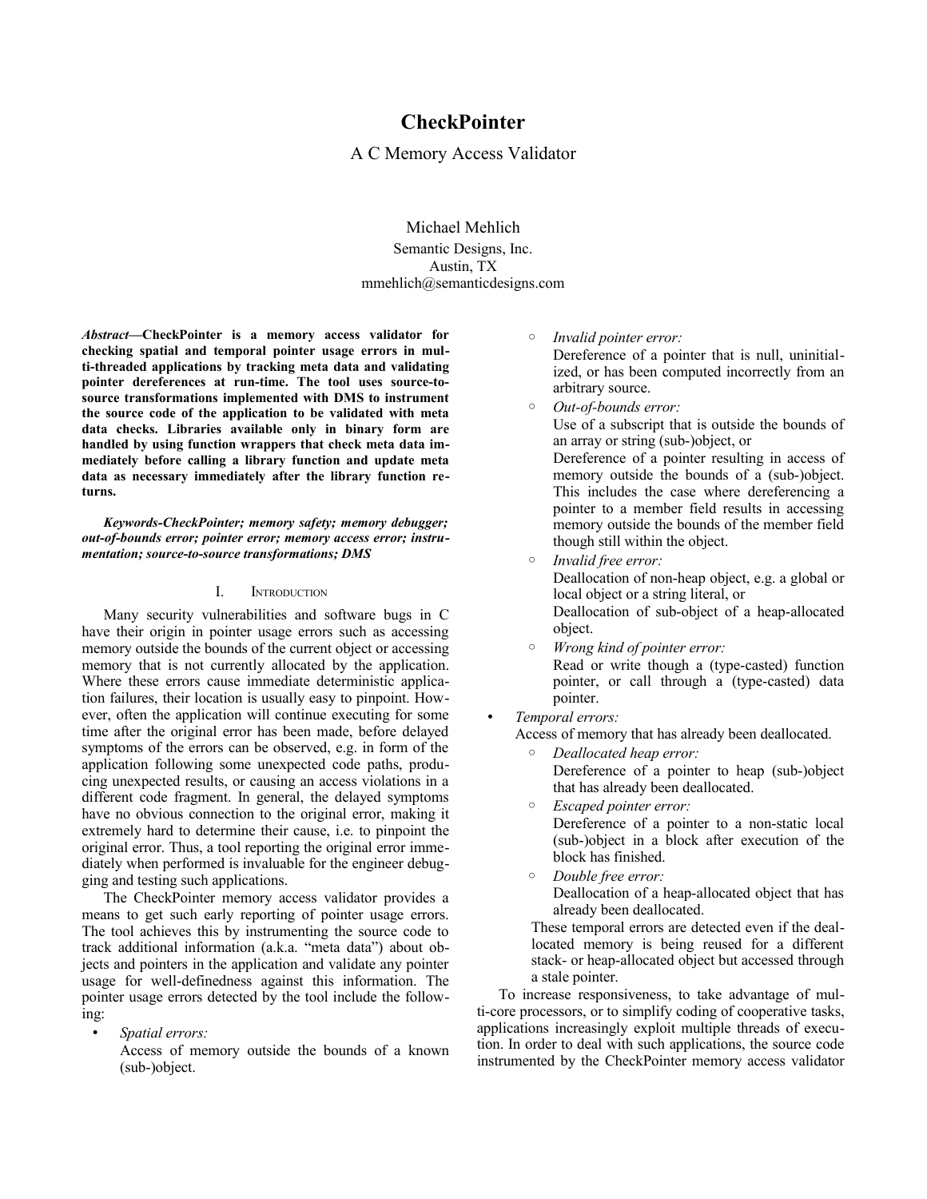# CheckPointer

A C Memory Access Validator

Michael Mehlich

Semantic Designs, Inc.
Austin, TX
mmehlich@semanticdesigns.com

***Abstract*—CheckPointer is a memory access validator for checking spatial and temporal pointer usage errors in multi-threaded applications by tracking meta data and validating pointer dereferences at run-time. The tool uses source-to-source transformations implemented with DMS to instrument the source code of the application to be validated with meta data checks. Libraries available only in binary form are handled by using function wrappers that check meta data immediately before calling a library function and update meta data as necessary immediately after the library function returns.**

***Keywords-CheckPointer; memory safety; memory debugger; out-of-bounds error; pointer error; memory access error; instrumentation; source-to-source transformations; DMS***

## I. Introduction

Many security vulnerabilities and software bugs in C have their origin in pointer usage errors such as accessing memory outside the bounds of the current object or accessing memory that is not currently allocated by the application. Where these errors cause immediate deterministic application failures, their location is usually easy to pinpoint. However, often the application will continue executing for some time after the original error has been made, before delayed symptoms of the errors can be observed, e.g. in form of the application following some unexpected code paths, producing unexpected results, or causing an access violations in a different code fragment. In general, the delayed symptoms have no obvious connection to the original error, making it extremely hard to determine their cause, i.e. to pinpoint the original error. Thus, a tool reporting the original error immediately when performed is invaluable for the engineer debugging and testing such applications.

The CheckPointer memory access validator provides a means to get such early reporting of pointer usage errors. The tool achieves this by instrumenting the source code to track additional information (a.k.a. "meta data") about objects and pointers in the application and validate any pointer usage for well-definedness against this information. The pointer usage errors detected by the tool include the following:

- *Spatial errors:*
  Access of memory outside the bounds of a known (sub-)object.
  - *Invalid pointer error:*
    Dereference of a pointer that is null, uninitialized, or has been computed incorrectly from an arbitrary source.
  - *Out-of-bounds error:*
    Use of a subscript that is outside the bounds of an array or string (sub-)object, or
    Dereference of a pointer resulting in access of memory outside the bounds of a (sub-)object. This includes the case where dereferencing a pointer to a member field results in accessing memory outside the bounds of the member field though still within the object.
  - *Invalid free error:*
    Deallocation of non-heap object, e.g. a global or local object or a string literal, or
    Deallocation of sub-object of a heap-allocated object.
  - *Wrong kind of pointer error:*
    Read or write though a (type-casted) function pointer, or call through a (type-casted) data pointer.
- *Temporal errors:*
  Access of memory that has already been deallocated.
  - *Deallocated heap error:*
    Dereference of a pointer to heap (sub-)object that has already been deallocated.
  - *Escaped pointer error:*
    Dereference of a pointer to a non-static local (sub-)object in a block after execution of the block has finished.
  - *Double free error:*
    Deallocation of a heap-allocated object that has already been deallocated.

  These temporal errors are detected even if the deallocated memory is being reused for a different stack- or heap-allocated object but accessed through a stale pointer.

To increase responsiveness, to take advantage of multi-core processors, or to simplify coding of cooperative tasks, applications increasingly exploit multiple threads of execution. In order to deal with such applications, the source code instrumented by the CheckPointer memory access validator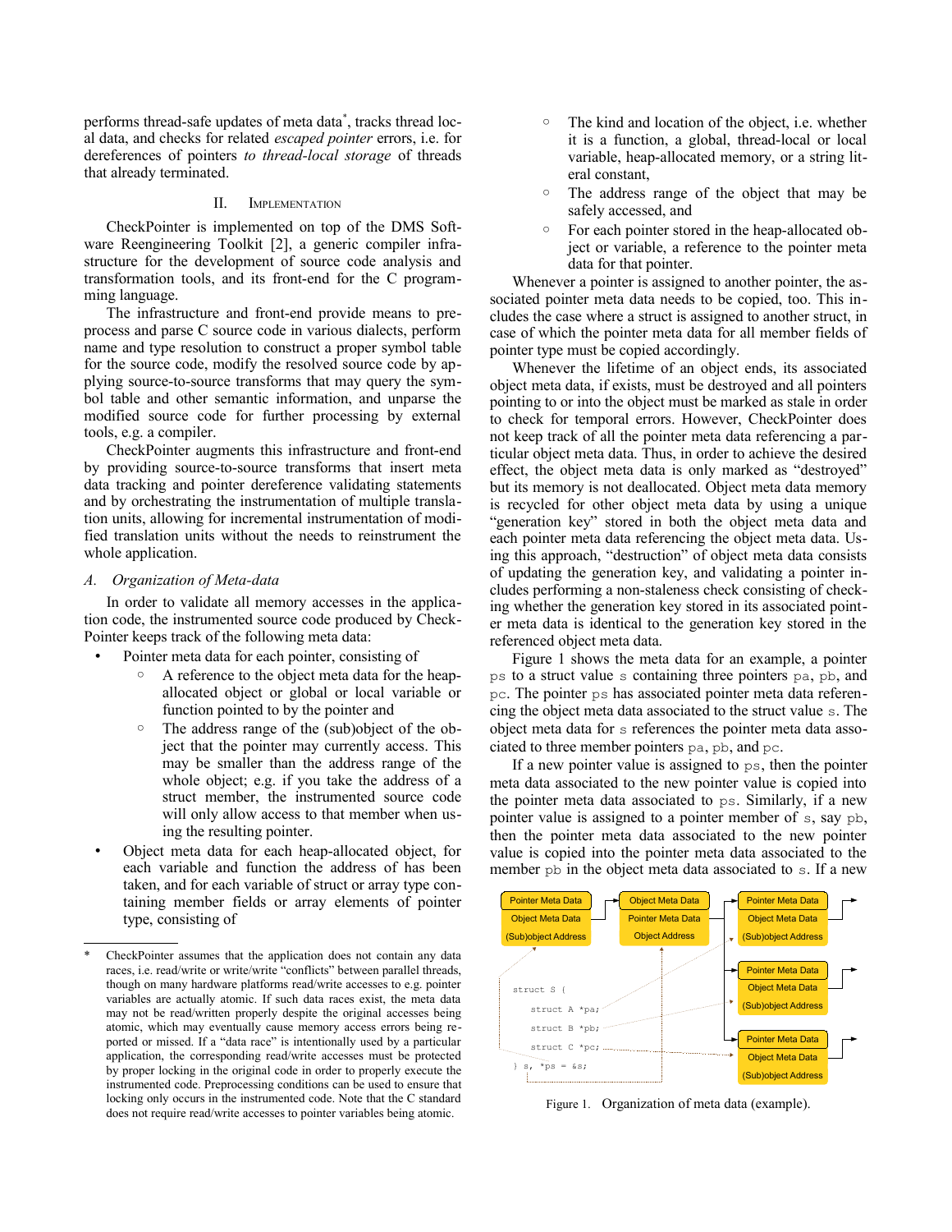performs thread-safe updates of meta data*, tracks thread local data, and checks for related *escaped pointer* errors, i.e. for dereferences of pointers *to thread-local storage* of threads that already terminated.

## II. Implementation

CheckPointer is implemented on top of the DMS Software Reengineering Toolkit [2], a generic compiler infrastructure for the development of source code analysis and transformation tools, and its front-end for the C programming language.

The infrastructure and front-end provide means to preprocess and parse C source code in various dialects, perform name and type resolution to construct a proper symbol table for the source code, modify the resolved source code by applying source-to-source transforms that may query the symbol table and other semantic information, and unparse the modified source code for further processing by external tools, e.g. a compiler.

CheckPointer augments this infrastructure and front-end by providing source-to-source transforms that insert meta data tracking and pointer dereference validating statements and by orchestrating the instrumentation of multiple translation units, allowing for incremental instrumentation of modified translation units without the needs to reinstrument the whole application.

### A. Organization of Meta-data

In order to validate all memory accesses in the application code, the instrumented source code produced by CheckPointer keeps track of the following meta data:

- Pointer meta data for each pointer, consisting of
  - A reference to the object meta data for the heap-allocated object or global or local variable or function pointed to by the pointer and
  - The address range of the (sub)object of the object that the pointer may currently access. This may be smaller than the address range of the whole object; e.g. if you take the address of a struct member, the instrumented source code will only allow access to that member when using the resulting pointer.
- Object meta data for each heap-allocated object, for each variable and function the address of has been taken, and for each variable of struct or array type containing member fields or array elements of pointer type, consisting of
  - The kind and location of the object, i.e. whether it is a function, a global, thread-local or local variable, heap-allocated memory, or a string literal constant,
  - The address range of the object that may be safely accessed, and
  - For each pointer stored in the heap-allocated object or variable, a reference to the pointer meta data for that pointer.

Whenever a pointer is assigned to another pointer, the associated pointer meta data needs to be copied, too. This includes the case where a struct is assigned to another struct, in case of which the pointer meta data for all member fields of pointer type must be copied accordingly.

Whenever the lifetime of an object ends, its associated object meta data, if exists, must be destroyed and all pointers pointing to or into the object must be marked as stale in order to check for temporal errors. However, CheckPointer does not keep track of all the pointer meta data referencing a particular object meta data. Thus, in order to achieve the desired effect, the object meta data is only marked as "destroyed" but its memory is not deallocated. Object meta data memory is recycled for other object meta data by using a unique "generation key" stored in both the object meta data and each pointer meta data referencing the object meta data. Using this approach, "destruction" of object meta data consists of updating the generation key, and validating a pointer includes performing a non-staleness check consisting of checking whether the generation key stored in its associated pointer meta data is identical to the generation key stored in the referenced object meta data.

Figure 1 shows the meta data for an example, a pointer `ps` to a struct value `s` containing three pointers `pa`, `pb`, and `pc`. The pointer `ps` has associated pointer meta data referencing the object meta data associated to the struct value `s`. The object meta data for `s` references the pointer meta data associated to three member pointers `pa`, `pb`, and `pc`.

If a new pointer value is assigned to `ps`, then the pointer meta data associated to the new pointer value is copied into the pointer meta data associated to `ps`. Similarly, if a new pointer value is assigned to a pointer member of `s`, say `pb`, then the pointer meta data associated to the new pointer value is copied into the pointer meta data associated to the member `pb` in the object meta data associated to `s`. If a new

Figure 1. Organization of meta data (example).

---

\* CheckPointer assumes that the application does not contain any data races, i.e. read/write or write/write "conflicts" between parallel threads, though on many hardware platforms read/write accesses to e.g. pointer variables are actually atomic. If such data races exist, the meta data may not be read/written properly despite the original accesses being atomic, which may eventually cause memory access errors being reported or missed. If a "data race" is intentionally used by a particular application, the corresponding read/write accesses must be protected by proper locking in the original code in order to properly execute the instrumented code. Preprocessing conditions can be used to ensure that locking only occurs in the instrumented code. Note that the C standard does not require read/write accesses to pointer variables being atomic.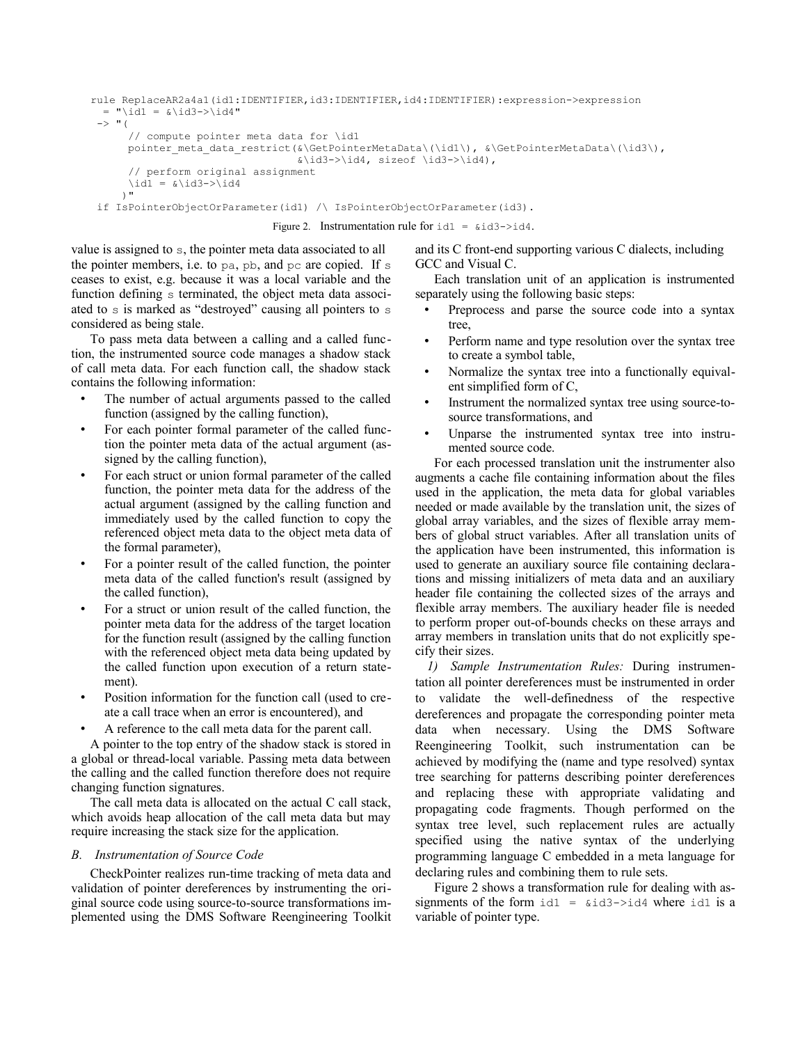```
rule ReplaceAR2a4a1(id1:IDENTIFIER,id3:IDENTIFIER,id4:IDENTIFIER):expression->expression
  = "\id1 = &\id3->\id4"
 -> "(
      // compute pointer meta data for \id1
      pointer_meta_data_restrict(&\GetPointerMetaData\(\id1\), &\GetPointerMetaData\(\id3\),
                                 &\id3->\id4, sizeof \id3->\id4),
      // perform original assignment
      \id1 = &\id3->\id4
     )"
 if IsPointerObjectOrParameter(id1) /\ IsPointerObjectOrParameter(id3).
```

Figure 2. Instrumentation rule for `id1 = &id3->id4`.

value is assigned to `s`, the pointer meta data associated to all the pointer members, i.e. to `pa`, `pb`, and `pc` are copied. If `s` ceases to exist, e.g. because it was a local variable and the function defining `s` terminated, the object meta data associated to `s` is marked as "destroyed" causing all pointers to `s` considered as being stale.

To pass meta data between a calling and a called function, the instrumented source code manages a shadow stack of call meta data. For each function call, the shadow stack contains the following information:

- The number of actual arguments passed to the called function (assigned by the calling function),
- For each pointer formal parameter of the called function the pointer meta data of the actual argument (assigned by the calling function),
- For each struct or union formal parameter of the called function, the pointer meta data for the address of the actual argument (assigned by the calling function and immediately used by the called function to copy the referenced object meta data to the object meta data of the formal parameter),
- For a pointer result of the called function, the pointer meta data of the called function's result (assigned by the called function),
- For a struct or union result of the called function, the pointer meta data for the address of the target location for the function result (assigned by the calling function with the referenced object meta data being updated by the called function upon execution of a return statement).
- Position information for the function call (used to create a call trace when an error is encountered), and
- A reference to the call meta data for the parent call.

A pointer to the top entry of the shadow stack is stored in a global or thread-local variable. Passing meta data between the calling and the called function therefore does not require changing function signatures.

The call meta data is allocated on the actual C call stack, which avoids heap allocation of the call meta data but may require increasing the stack size for the application.

### *B. Instrumentation of Source Code*

CheckPointer realizes run-time tracking of meta data and validation of pointer dereferences by instrumenting the original source code using source-to-source transformations implemented using the DMS Software Reengineering Toolkit and its C front-end supporting various C dialects, including GCC and Visual C.

Each translation unit of an application is instrumented separately using the following basic steps:

- Preprocess and parse the source code into a syntax tree,
- Perform name and type resolution over the syntax tree to create a symbol table,
- Normalize the syntax tree into a functionally equivalent simplified form of C,
- Instrument the normalized syntax tree using source-to-source transformations, and
- Unparse the instrumented syntax tree into instrumented source code.

For each processed translation unit the instrumenter also augments a cache file containing information about the files used in the application, the meta data for global variables needed or made available by the translation unit, the sizes of global array variables, and the sizes of flexible array members of global struct variables. After all translation units of the application have been instrumented, this information is used to generate an auxiliary source file containing declarations and missing initializers of meta data and an auxiliary header file containing the collected sizes of the arrays and flexible array members. The auxiliary header file is needed to perform proper out-of-bounds checks on these arrays and array members in translation units that do not explicitly specify their sizes.

*1) Sample Instrumentation Rules:* During instrumentation all pointer dereferences must be instrumented in order to validate the well-definedness of the respective dereferences and propagate the corresponding pointer meta data when necessary. Using the DMS Software Reengineering Toolkit, such instrumentation can be achieved by modifying the (name and type resolved) syntax tree searching for patterns describing pointer dereferences and replacing these with appropriate validating and propagating code fragments. Though performed on the syntax tree level, such replacement rules are actually specified using the native syntax of the underlying programming language C embedded in a meta language for declaring rules and combining them to rule sets.

Figure 2 shows a transformation rule for dealing with assignments of the form `id1 = &id3->id4` where `id1` is a variable of pointer type.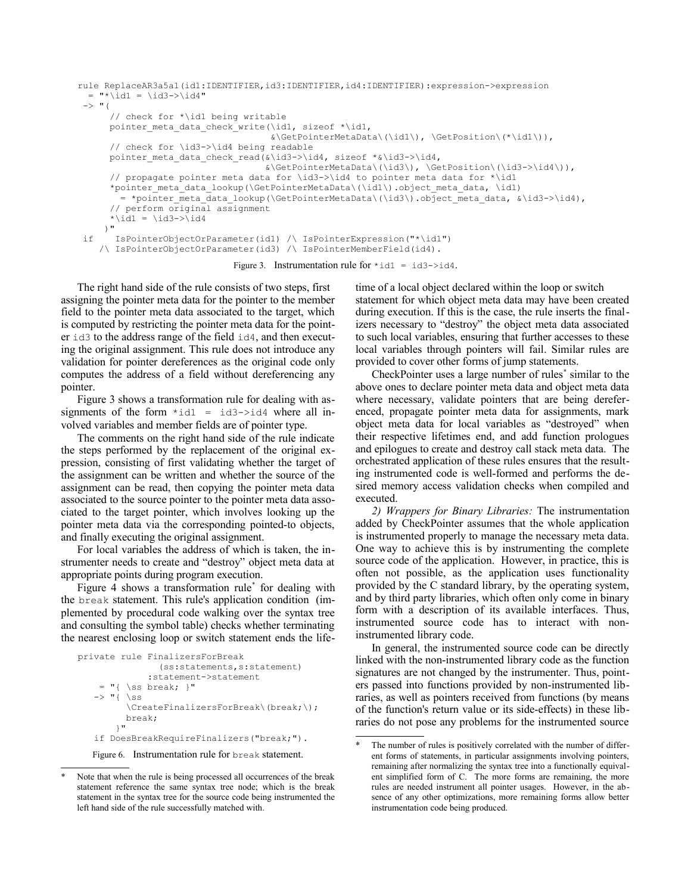```
rule ReplaceAR3a5a1(id1:IDENTIFIER,id3:IDENTIFIER,id4:IDENTIFIER):expression->expression
  = "*\id1 = \id3->\id4"
 -> "(
      // check for *\id1 being writable
      pointer_meta_data_check_write(\id1, sizeof *\id1,
                                    &\GetPointerMetaData\(\id1\), \GetPosition\(*\id1\)),
      // check for \id3->\id4 being readable
      pointer_meta_data_check_read(&\id3->\id4, sizeof *&\id3->\id4,
                                   &\GetPointerMetaData\(\id3\), \GetPosition\(\id3->\id4\)),
      // propagate pointer meta data for \id3->\id4 to pointer meta data for *\id1
      *pointer_meta_data_lookup(\GetPointerMetaData\(\id1\).object_meta_data, \id1)
        = *pointer_meta_data_lookup(\GetPointerMetaData\(\id3\).object_meta_data, &\id3->\id4),
      // perform original assignment
      *\id1 = \id3->\id4
     )"
 if    IsPointerObjectOrParameter(id1) /\ IsPointerExpression("*\id1")
    /\ IsPointerObjectOrParameter(id3) /\ IsPointerMemberField(id4).
```

Figure 3. Instrumentation rule for `*id1 = id3->id4`.

The right hand side of the rule consists of two steps, first assigning the pointer meta data for the pointer to the member field to the pointer meta data associated to the target, which is computed by restricting the pointer meta data for the pointer `id3` to the address range of the field `id4`, and then executing the original assignment. This rule does not introduce any validation for pointer dereferences as the original code only computes the address of a field without dereferencing any pointer.

Figure 3 shows a transformation rule for dealing with assignments of the form `*id1 = id3->id4` where all involved variables and member fields are of pointer type.

The comments on the right hand side of the rule indicate the steps performed by the replacement of the original expression, consisting of first validating whether the target of the assignment can be written and whether the source of the assignment can be read, then copying the pointer meta data associated to the source pointer to the pointer meta data associated to the target pointer, which involves looking up the pointer meta data via the corresponding pointed-to objects, and finally executing the original assignment.

For local variables the address of which is taken, the instrumenter needs to create and "destroy" object meta data at appropriate points during program execution.

Figure 4 shows a transformation rule* for dealing with the `break` statement. This rule's application condition (implemented by procedural code walking over the syntax tree and consulting the symbol table) checks whether terminating the nearest enclosing loop or switch statement ends the lifetime of a local object declared within the loop or switch statement for which object meta data may have been created during execution. If this is the case, the rule inserts the finalizers necessary to "destroy" the object meta data associated to such local variables, ensuring that further accesses to these local variables through pointers will fail. Similar rules are provided to cover other forms of jump statements.

```
private rule FinalizersForBreak
             (ss:statements,s:statement)
           :statement->statement
   = "{ \ss break; }"
  -> "{ \ss
        \CreateFinalizersForBreak\(break;\);
        break;
      }"
  if DoesBreakRequireFinalizers("break;").
```

Figure 6. Instrumentation rule for `break` statement.

CheckPointer uses a large number of rules* similar to the above ones to declare pointer meta data and object meta data where necessary, validate pointers that are being dereferenced, propagate pointer meta data for assignments, mark object meta data for local variables as "destroyed" when their respective lifetimes end, and add function prologues and epilogues to create and destroy call stack meta data. The orchestrated application of these rules ensures that the resulting instrumented code is well-formed and performs the desired memory access validation checks when compiled and executed.

*2) Wrappers for Binary Libraries:* The instrumentation added by CheckPointer assumes that the whole application is instrumented properly to manage the necessary meta data. One way to achieve this is by instrumenting the complete source code of the application. However, in practice, this is often not possible, as the application uses functionality provided by the C standard library, by the operating system, and by third party libraries, which often only come in binary form with a description of its available interfaces. Thus, instrumented source code has to interact with non-instrumented library code.

In general, the instrumented source code can be directly linked with the non-instrumented library code as the function signatures are not changed by the instrumenter. Thus, pointers passed into functions provided by non-instrumented libraries, as well as pointers received from functions (by means of the function's return value or its side-effects) in these libraries do not pose any problems for the instrumented source

---

\* Note that when the rule is being processed all occurrences of the break statement reference the same syntax tree node; which is the break statement in the syntax tree for the source code being instrumented the left hand side of the rule successfully matched with.

\* The number of rules is positively correlated with the number of different forms of statements, in particular assignments involving pointers, remaining after normalizing the syntax tree into a functionally equivalent simplified form of C. The more forms are remaining, the more rules are needed instrument all pointer usages. However, in the absence of any other optimizations, more remaining forms allow better instrumentation code being produced.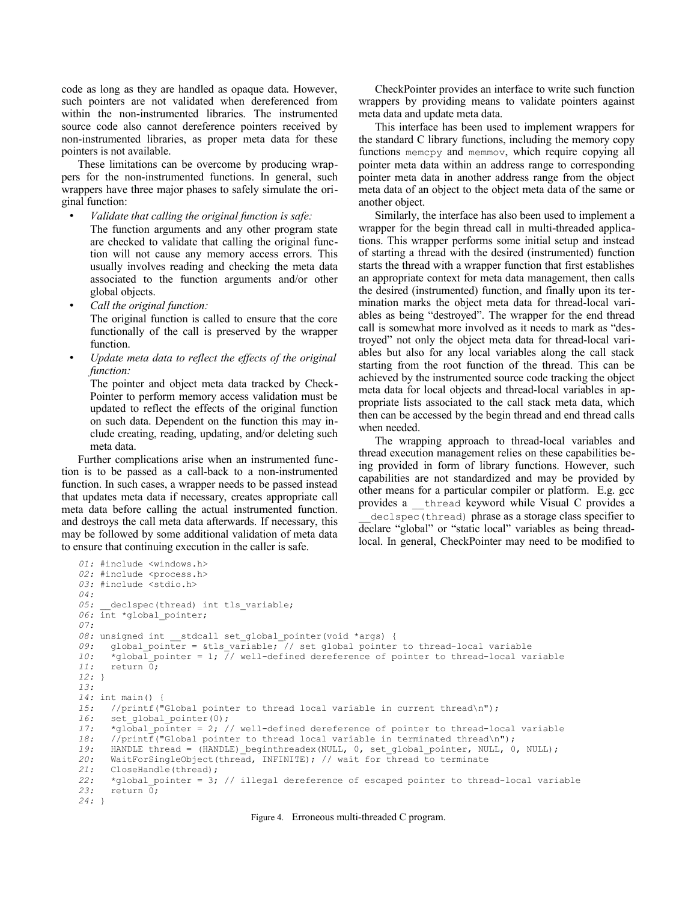code as long as they are handled as opaque data. However, such pointers are not validated when dereferenced from within the non-instrumented libraries. The instrumented source code also cannot dereference pointers received by non-instrumented libraries, as proper meta data for these pointers is not available.

These limitations can be overcome by producing wrappers for the non-instrumented functions. In general, such wrappers have three major phases to safely simulate the original function:

- *Validate that calling the original function is safe:* The function arguments and any other program state are checked to validate that calling the original function will not cause any memory access errors. This usually involves reading and checking the meta data associated to the function arguments and/or other global objects.
- *Call the original function:* The original function is called to ensure that the core functionally of the call is preserved by the wrapper function.
- *Update meta data to reflect the effects of the original function:* The pointer and object meta data tracked by CheckPointer to perform memory access validation must be updated to reflect the effects of the original function on such data. Dependent on the function this may include creating, reading, updating, and/or deleting such meta data.

Further complications arise when an instrumented function is to be passed as a call-back to a non-instrumented function. In such cases, a wrapper needs to be passed instead that updates meta data if necessary, creates appropriate call meta data before calling the actual instrumented function. and destroys the call meta data afterwards. If necessary, this may be followed by some additional validation of meta data to ensure that continuing execution in the caller is safe.

CheckPointer provides an interface to write such function wrappers by providing means to validate pointers against meta data and update meta data.

This interface has been used to implement wrappers for the standard C library functions, including the memory copy functions `memcpy` and `memmov`, which require copying all pointer meta data within an address range to corresponding pointer meta data in another address range from the object meta data of an object to the object meta data of the same or another object.

Similarly, the interface has also been used to implement a wrapper for the begin thread call in multi-threaded applications. This wrapper performs some initial setup and instead of starting a thread with the desired (instrumented) function starts the thread with a wrapper function that first establishes an appropriate context for meta data management, then calls the desired (instrumented) function, and finally upon its termination marks the object meta data for thread-local variables as being "destroyed". The wrapper for the end thread call is somewhat more involved as it needs to mark as "destroyed" not only the object meta data for thread-local variables but also for any local variables along the call stack starting from the root function of the thread. This can be achieved by the instrumented source code tracking the object meta data for local objects and thread-local variables in appropriate lists associated to the call stack meta data, which then can be accessed by the begin thread and end thread calls when needed.

The wrapping approach to thread-local variables and thread execution management relies on these capabilities being provided in form of library functions. However, such capabilities are not standardized and may be provided by other means for a particular compiler or platform. E.g. gcc provides a `__thread` keyword while Visual C provides a `__declspec(thread)` phrase as a storage class specifier to declare "global" or "static local" variables as being thread-local. In general, CheckPointer may need to be modified to

```
01: #include <windows.h>
02: #include <process.h>
03: #include <stdio.h>
04:
05: __declspec(thread) int tls_variable;
06: int *global_pointer;
07:
08: unsigned int __stdcall set_global_pointer(void *args) {
09:   global_pointer = &tls_variable; // set global pointer to thread-local variable
10:   *global_pointer = 1; // well-defined dereference of pointer to thread-local variable
11:   return 0;
12: }
13:
14: int main() {
15:   //printf("Global pointer to thread local variable in current thread\n");
16:   set_global_pointer(0);
17:   *global_pointer = 2; // well-defined dereference of pointer to thread-local variable
18:   //printf("Global pointer to thread local variable in terminated thread\n");
19:   HANDLE thread = (HANDLE)_beginthreadex(NULL, 0, set_global_pointer, NULL, 0, NULL);
20:   WaitForSingleObject(thread, INFINITE); // wait for thread to terminate
21:   CloseHandle(thread);
22:   *global_pointer = 3; // illegal dereference of escaped pointer to thread-local variable
23:   return 0;
24: }
```

Figure 4. Erroneous multi-threaded C program.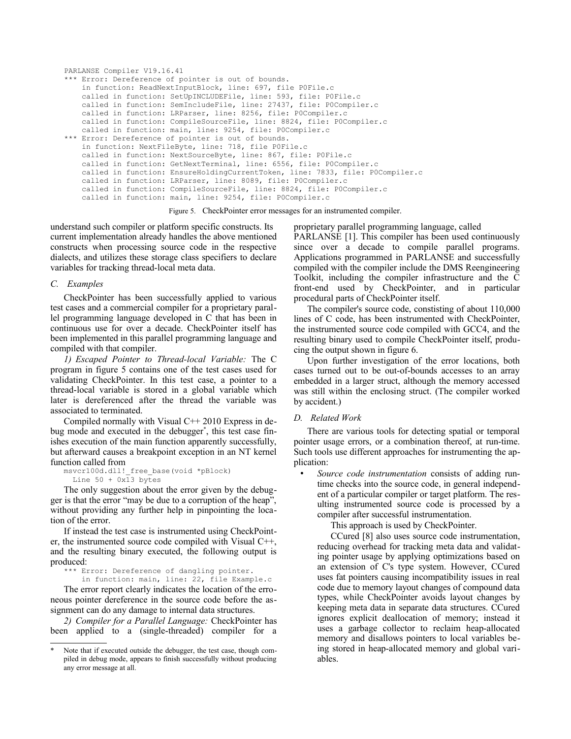```
PARLANSE Compiler V19.16.41
*** Error: Dereference of pointer is out of bounds.
    in function: ReadNextInputBlock, line: 697, file P0File.c
    called in function: SetUpINCLUDEFile, line: 593, file: P0File.c
    called in function: SemIncludeFile, line: 27437, file: P0Compiler.c
    called in function: LRParser, line: 8256, file: P0Compiler.c
    called in function: CompileSourceFile, line: 8824, file: P0Compiler.c
    called in function: main, line: 9254, file: P0Compiler.c
*** Error: Dereference of pointer is out of bounds.
    in function: NextFileByte, line: 718, file P0File.c
    called in function: NextSourceByte, line: 867, file: P0File.c
    called in function: GetNextTerminal, line: 6556, file: P0Compiler.c
    called in function: EnsureHoldingCurrentToken, line: 7833, file: P0Compiler.c
    called in function: LRParser, line: 8089, file: P0Compiler.c
    called in function: CompileSourceFile, line: 8824, file: P0Compiler.c
    called in function: main, line: 9254, file: P0Compiler.c
```

Figure 5. CheckPointer error messages for an instrumented compiler.

understand such compiler or platform specific constructs. Its current implementation already handles the above mentioned constructs when processing source code in the respective dialects, and utilizes these storage class specifiers to declare variables for tracking thread-local meta data.

### C. Examples

CheckPointer has been successfully applied to various test cases and a commercial compiler for a proprietary parallel programming language developed in C that has been in continuous use for over a decade. CheckPointer itself has been implemented in this parallel programming language and compiled with that compiler.

*1) Escaped Pointer to Thread-local Variable:* The C program in figure 5 contains one of the test cases used for validating CheckPointer. In this test case, a pointer to a thread-local variable is stored in a global variable which later is dereferenced after the thread the variable was associated to terminated.

Compiled normally with Visual C++ 2010 Express in debug mode and executed in the debugger*, this test case finishes execution of the main function apparently successfully, but afterward causes a breakpoint exception in an NT kernel function called from

```
msvcr100d.dll!_free_base(void *pBlock)
  Line 50 + 0x13 bytes
```

The only suggestion about the error given by the debugger is that the error "may be due to a corruption of the heap", without providing any further help in pinpointing the location of the error.

If instead the test case is instrumented using CheckPointer, the instrumented source code compiled with Visual C++, and the resulting binary executed, the following output is produced:

```
*** Error: Dereference of dangling pointer.
    in function: main, line: 22, file Example.c
```

The error report clearly indicates the location of the erroneous pointer dereference in the source code before the assignment can do any damage to internal data structures.

*2) Compiler for a Parallel Language:* CheckPointer has been applied to a (single-threaded) compiler for a proprietary parallel programming language, called PARLANSE [1]. This compiler has been used continuously since over a decade to compile parallel programs. Applications programmed in PARLANSE and successfully compiled with the compiler include the DMS Reengineering Toolkit, including the compiler infrastructure and the C front-end used by CheckPointer, and in particular procedural parts of CheckPointer itself.

The compiler's source code, consisting of about 110,000 lines of C code, has been instrumented with CheckPointer, the instrumented source code compiled with GCC4, and the resulting binary used to compile CheckPointer itself, producing the output shown in figure 6.

Upon further investigation of the error locations, both cases turned out to be out-of-bounds accesses to an array embedded in a larger struct, although the memory accessed was still within the enclosing struct. (The compiler worked by accident.)

### D. Related Work

There are various tools for detecting spatial or temporal pointer usage errors, or a combination thereof, at run-time. Such tools use different approaches for instrumenting the application:

- *Source code instrumentation* consists of adding runtime checks into the source code, in general independent of a particular compiler or target platform. The resulting instrumented source code is processed by a compiler after successful instrumentation.

  This approach is used by CheckPointer.

  CCured [8] also uses source code instrumentation, reducing overhead for tracking meta data and validating pointer usage by applying optimizations based on an extension of C's type system. However, CCured uses fat pointers causing incompatibility issues in real code due to memory layout changes of compound data types, while CheckPointer avoids layout changes by keeping meta data in separate data structures. CCured ignores explicit deallocation of memory; instead it uses a garbage collector to reclaim heap-allocated memory and disallows pointers to local variables being stored in heap-allocated memory and global variables.

---

* Note that if executed outside the debugger, the test case, though compiled in debug mode, appears to finish successfully without producing any error message at all.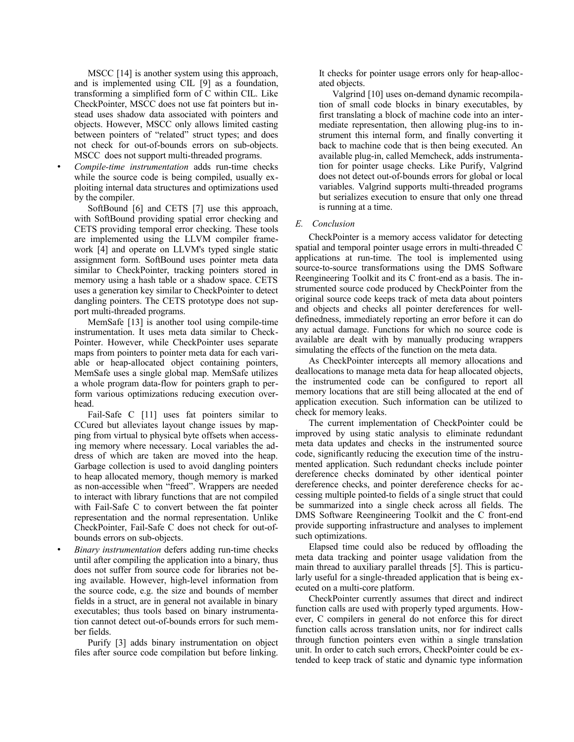MSCC [14] is another system using this approach, and is implemented using CIL [9] as a foundation, transforming a simplified form of C within CIL. Like CheckPointer, MSCC does not use fat pointers but instead uses shadow data associated with pointers and objects. However, MSCC only allows limited casting between pointers of "related" struct types; and does not check for out-of-bounds errors on sub-objects. MSCC does not support multi-threaded programs.

- *Compile-time instrumentation* adds run-time checks while the source code is being compiled, usually exploiting internal data structures and optimizations used by the compiler.

  SoftBound [6] and CETS [7] use this approach, with SoftBound providing spatial error checking and CETS providing temporal error checking. These tools are implemented using the LLVM compiler framework [4] and operate on LLVM's typed single static assignment form. SoftBound uses pointer meta data similar to CheckPointer, tracking pointers stored in memory using a hash table or a shadow space. CETS uses a generation key similar to CheckPointer to detect dangling pointers. The CETS prototype does not support multi-threaded programs.

  MemSafe [13] is another tool using compile-time instrumentation. It uses meta data similar to CheckPointer. However, while CheckPointer uses separate maps from pointers to pointer meta data for each variable or heap-allocated object containing pointers, MemSafe uses a single global map. MemSafe utilizes a whole program data-flow for pointers graph to perform various optimizations reducing execution overhead.

  Fail-Safe C [11] uses fat pointers similar to CCured but alleviates layout change issues by mapping from virtual to physical byte offsets when accessing memory where necessary. Local variables the address of which are taken are moved into the heap. Garbage collection is used to avoid dangling pointers to heap allocated memory, though memory is marked as non-accessible when "freed". Wrappers are needed to interact with library functions that are not compiled with Fail-Safe C to convert between the fat pointer representation and the normal representation. Unlike CheckPointer, Fail-Safe C does not check for out-of-bounds errors on sub-objects.

- *Binary instrumentation* defers adding run-time checks until after compiling the application into a binary, thus does not suffer from source code for libraries not being available. However, high-level information from the source code, e.g. the size and bounds of member fields in a struct, are in general not available in binary executables; thus tools based on binary instrumentation cannot detect out-of-bounds errors for such member fields.

  Purify [3] adds binary instrumentation on object files after source code compilation but before linking. It checks for pointer usage errors only for heap-allocated objects.

  Valgrind [10] uses on-demand dynamic recompilation of small code blocks in binary executables, by first translating a block of machine code into an intermediate representation, then allowing plug-ins to instrument this internal form, and finally converting it back to machine code that is then being executed. An available plug-in, called Memcheck, adds instrumentation for pointer usage checks. Like Purify, Valgrind does not detect out-of-bounds errors for global or local variables. Valgrind supports multi-threaded programs but serializes execution to ensure that only one thread is running at a time.

### E. Conclusion

CheckPointer is a memory access validator for detecting spatial and temporal pointer usage errors in multi-threaded C applications at run-time. The tool is implemented using source-to-source transformations using the DMS Software Reengineering Toolkit and its C front-end as a basis. The instrumented source code produced by CheckPointer from the original source code keeps track of meta data about pointers and objects and checks all pointer dereferences for well-definedness, immediately reporting an error before it can do any actual damage. Functions for which no source code is available are dealt with by manually producing wrappers simulating the effects of the function on the meta data.

As CheckPointer intercepts all memory allocations and deallocations to manage meta data for heap allocated objects, the instrumented code can be configured to report all memory locations that are still being allocated at the end of application execution. Such information can be utilized to check for memory leaks.

The current implementation of CheckPointer could be improved by using static analysis to eliminate redundant meta data updates and checks in the instrumented source code, significantly reducing the execution time of the instrumented application. Such redundant checks include pointer dereference checks dominated by other identical pointer dereference checks, and pointer dereference checks for accessing multiple pointed-to fields of a single struct that could be summarized into a single check across all fields. The DMS Software Reengineering Toolkit and the C front-end provide supporting infrastructure and analyses to implement such optimizations.

Elapsed time could also be reduced by offloading the meta data tracking and pointer usage validation from the main thread to auxiliary parallel threads [5]. This is particularly useful for a single-threaded application that is being executed on a multi-core platform.

CheckPointer currently assumes that direct and indirect function calls are used with properly typed arguments. However, C compilers in general do not enforce this for direct function calls across translation units, nor for indirect calls through function pointers even within a single translation unit. In order to catch such errors, CheckPointer could be extended to keep track of static and dynamic type information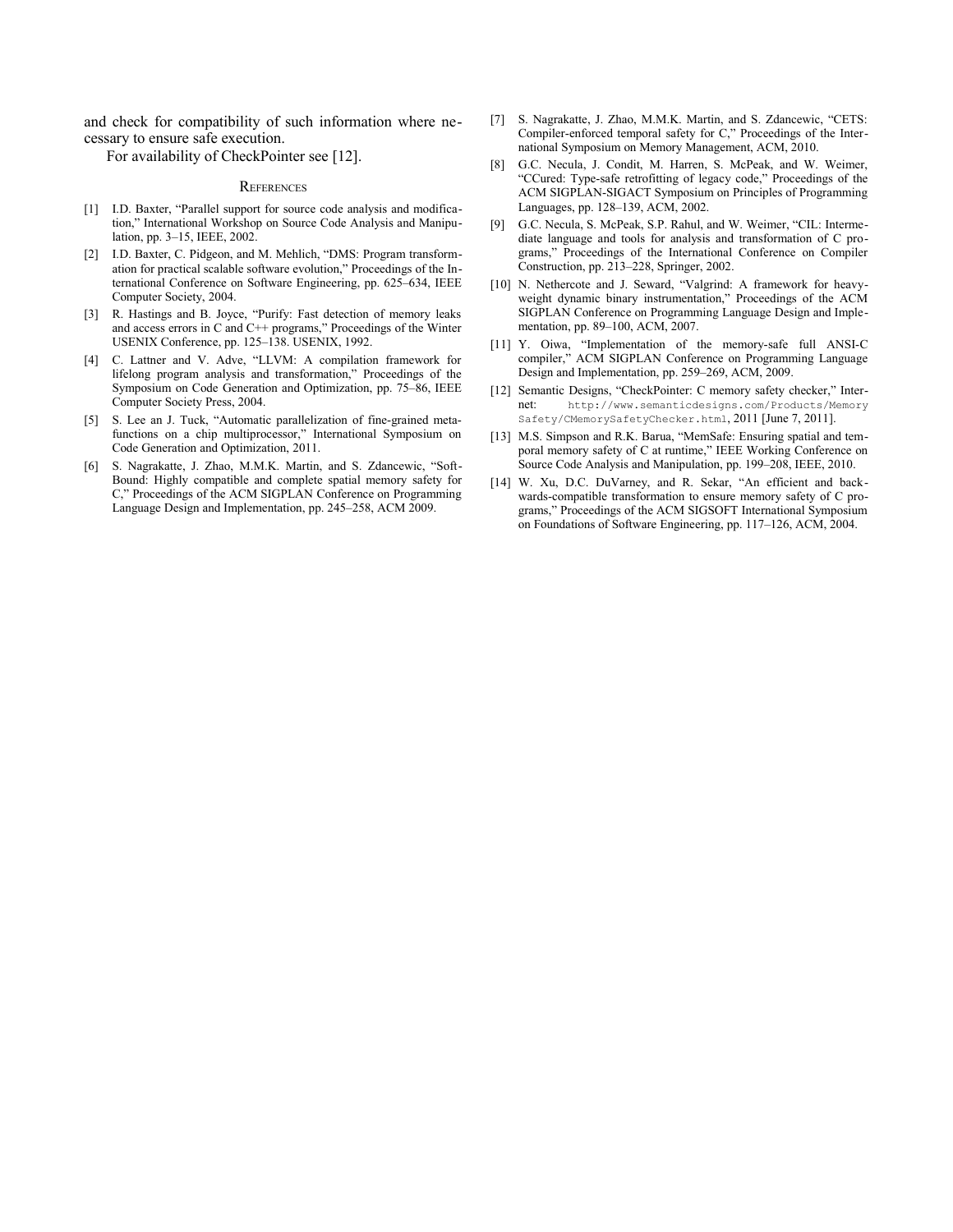and check for compatibility of such information where necessary to ensure safe execution.

For availability of CheckPointer see [12].

## References

[1] I.D. Baxter, "Parallel support for source code analysis and modification," International Workshop on Source Code Analysis and Manipulation, pp. 3–15, IEEE, 2002.

[2] I.D. Baxter, C. Pidgeon, and M. Mehlich, "DMS: Program transformation for practical scalable software evolution," Proceedings of the International Conference on Software Engineering, pp. 625–634, IEEE Computer Society, 2004.

[3] R. Hastings and B. Joyce, "Purify: Fast detection of memory leaks and access errors in C and C++ programs," Proceedings of the Winter USENIX Conference, pp. 125–138. USENIX, 1992.

[4] C. Lattner and V. Adve, "LLVM: A compilation framework for lifelong program analysis and transformation," Proceedings of the Symposium on Code Generation and Optimization, pp. 75–86, IEEE Computer Society Press, 2004.

[5] S. Lee an J. Tuck, "Automatic parallelization of fine-grained metafunctions on a chip multiprocessor," International Symposium on Code Generation and Optimization, 2011.

[6] S. Nagrakatte, J. Zhao, M.M.K. Martin, and S. Zdancewic, "SoftBound: Highly compatible and complete spatial memory safety for C," Proceedings of the ACM SIGPLAN Conference on Programming Language Design and Implementation, pp. 245–258, ACM 2009.

[7] S. Nagrakatte, J. Zhao, M.M.K. Martin, and S. Zdancewic, "CETS: Compiler-enforced temporal safety for C," Proceedings of the International Symposium on Memory Management, ACM, 2010.

[8] G.C. Necula, J. Condit, M. Harren, S. McPeak, and W. Weimer, "CCured: Type-safe retrofitting of legacy code," Proceedings of the ACM SIGPLAN-SIGACT Symposium on Principles of Programming Languages, pp. 128–139, ACM, 2002.

[9] G.C. Necula, S. McPeak, S.P. Rahul, and W. Weimer, "CIL: Intermediate language and tools for analysis and transformation of C programs," Proceedings of the International Conference on Compiler Construction, pp. 213–228, Springer, 2002.

[10] N. Nethercote and J. Seward, "Valgrind: A framework for heavyweight dynamic binary instrumentation," Proceedings of the ACM SIGPLAN Conference on Programming Language Design and Implementation, pp. 89–100, ACM, 2007.

[11] Y. Oiwa, "Implementation of the memory-safe full ANSI-C compiler," ACM SIGPLAN Conference on Programming Language Design and Implementation, pp. 259–269, ACM, 2009.

[12] Semantic Designs, "CheckPointer: C memory safety checker," Internet: http://www.semanticdesigns.com/Products/MemorySafety/CMemorySafetyChecker.html, 2011 [June 7, 2011].

[13] M.S. Simpson and R.K. Barua, "MemSafe: Ensuring spatial and temporal memory safety of C at runtime," IEEE Working Conference on Source Code Analysis and Manipulation, pp. 199–208, IEEE, 2010.

[14] W. Xu, D.C. DuVarney, and R. Sekar, "An efficient and backwards-compatible transformation to ensure memory safety of C programs," Proceedings of the ACM SIGSOFT International Symposium on Foundations of Software Engineering, pp. 117–126, ACM, 2004.